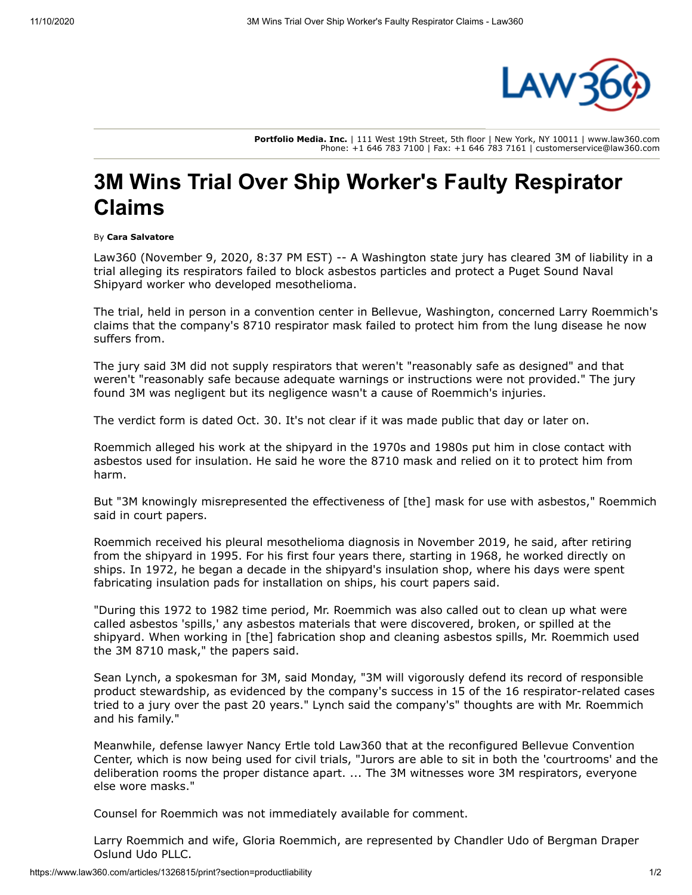**Portfolio Media. Inc.** | 111 West 19th Street, 5th floor | New York, NY 10011 | www.law360.com
Phone: +1 646 783 7100 | Fax: +1 646 783 7161 | customerservice@law360.com

# 3M Wins Trial Over Ship Worker's Faulty Respirator Claims

By **Cara Salvatore**

Law360 (November 9, 2020, 8:37 PM EST) -- A Washington state jury has cleared 3M of liability in a trial alleging its respirators failed to block asbestos particles and protect a Puget Sound Naval Shipyard worker who developed mesothelioma.

The trial, held in person in a convention center in Bellevue, Washington, concerned Larry Roemmich's claims that the company's 8710 respirator mask failed to protect him from the lung disease he now suffers from.

The jury said 3M did not supply respirators that weren't "reasonably safe as designed" and that weren't "reasonably safe because adequate warnings or instructions were not provided." The jury found 3M was negligent but its negligence wasn't a cause of Roemmich's injuries.

The verdict form is dated Oct. 30. It's not clear if it was made public that day or later on.

Roemmich alleged his work at the shipyard in the 1970s and 1980s put him in close contact with asbestos used for insulation. He said he wore the 8710 mask and relied on it to protect him from harm.

But "3M knowingly misrepresented the effectiveness of [the] mask for use with asbestos," Roemmich said in court papers.

Roemmich received his pleural mesothelioma diagnosis in November 2019, he said, after retiring from the shipyard in 1995. For his first four years there, starting in 1968, he worked directly on ships. In 1972, he began a decade in the shipyard's insulation shop, where his days were spent fabricating insulation pads for installation on ships, his court papers said.

"During this 1972 to 1982 time period, Mr. Roemmich was also called out to clean up what were called asbestos 'spills,' any asbestos materials that were discovered, broken, or spilled at the shipyard. When working in [the] fabrication shop and cleaning asbestos spills, Mr. Roemmich used the 3M 8710 mask," the papers said.

Sean Lynch, a spokesman for 3M, said Monday, "3M will vigorously defend its record of responsible product stewardship, as evidenced by the company's success in 15 of the 16 respirator-related cases tried to a jury over the past 20 years." Lynch said the company's" thoughts are with Mr. Roemmich and his family."

Meanwhile, defense lawyer Nancy Ertle told Law360 that at the reconfigured Bellevue Convention Center, which is now being used for civil trials, "Jurors are able to sit in both the 'courtrooms' and the deliberation rooms the proper distance apart. ... The 3M witnesses wore 3M respirators, everyone else wore masks."

Counsel for Roemmich was not immediately available for comment.

Larry Roemmich and wife, Gloria Roemmich, are represented by Chandler Udo of Bergman Draper Oslund Udo PLLC.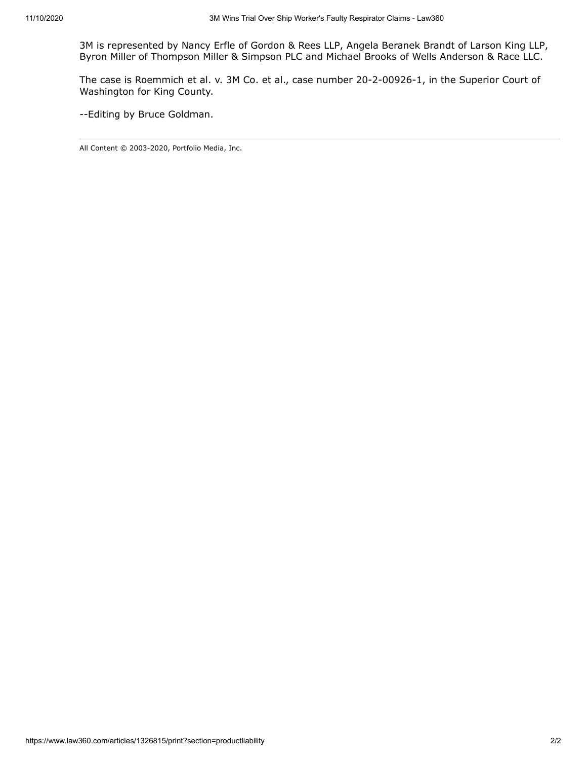3M is represented by Nancy Erfle of Gordon & Rees LLP, Angela Beranek Brandt of Larson King LLP, Byron Miller of Thompson Miller & Simpson PLC and Michael Brooks of Wells Anderson & Race LLC.

The case is Roemmich et al. v. 3M Co. et al., case number 20-2-00926-1, in the Superior Court of Washington for King County.

--Editing by Bruce Goldman.

---

All Content © 2003-2020, Portfolio Media, Inc.